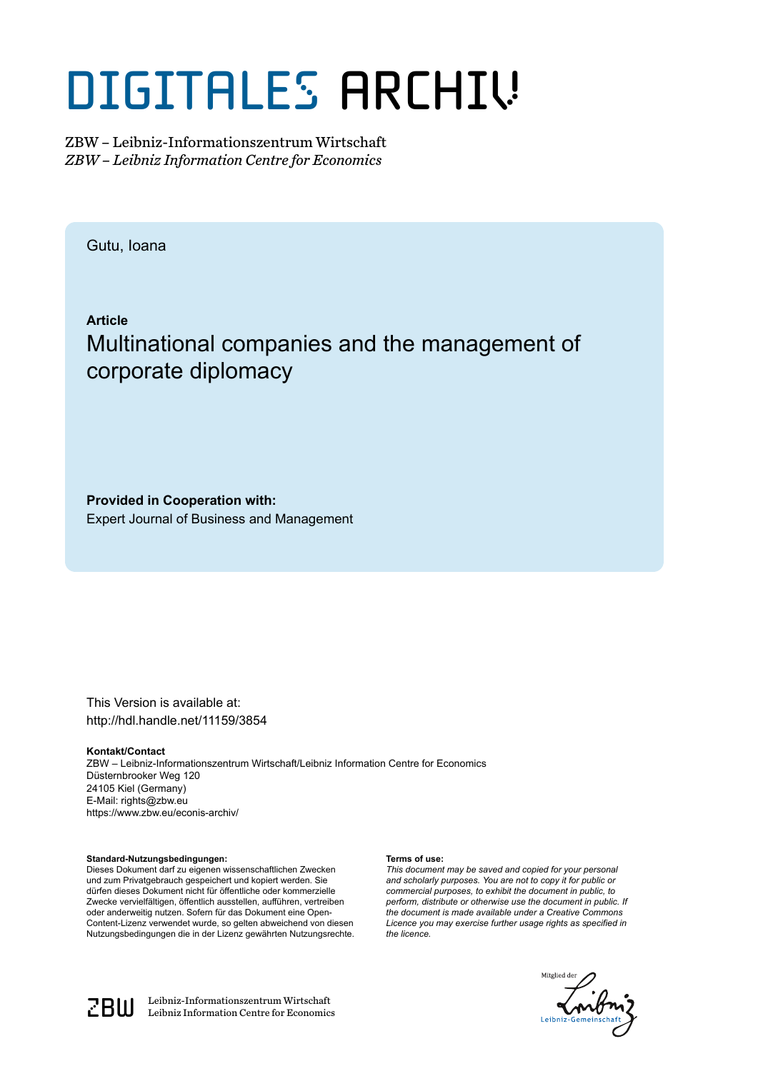# DIGITALES ARCHIV

ZBW – Leibniz-Informationszentrum Wirtschaft
*ZBW – Leibniz Information Centre for Economics*

Gutu, Ioana

**Article**

## Multinational companies and the management of corporate diplomacy

**Provided in Cooperation with:**
Expert Journal of Business and Management

This Version is available at:
http://hdl.handle.net/11159/3854

**Kontakt/Contact**
ZBW – Leibniz-Informationszentrum Wirtschaft/Leibniz Information Centre for Economics
Düsternbrooker Weg 120
24105 Kiel (Germany)
E-Mail: rights@zbw.eu
https://www.zbw.eu/econis-archiv/

**Standard-Nutzungsbedingungen:**
Dieses Dokument darf zu eigenen wissenschaftlichen Zwecken und zum Privatgebrauch gespeichert und kopiert werden. Sie dürfen dieses Dokument nicht für öffentliche oder kommerzielle Zwecke vervielfältigen, öffentlich ausstellen, aufführen, vertreiben oder anderweitig nutzen. Sofern für das Dokument eine Open-Content-Lizenz verwendet wurde, so gelten abweichend von diesen Nutzungsbedingungen die in der Lizenz gewährten Nutzungsrechte.

**Terms of use:**
*This document may be saved and copied for your personal and scholarly purposes. You are not to copy it for public or commercial purposes, to exhibit the document in public, to perform, distribute or otherwise use the document in public. If the document is made available under a Creative Commons Licence you may exercise further usage rights as specified in the licence.*

ZBW Leibniz-Informationszentrum Wirtschaft
Leibniz Information Centre for Economics

Mitglied der Leibniz-Gemeinschaft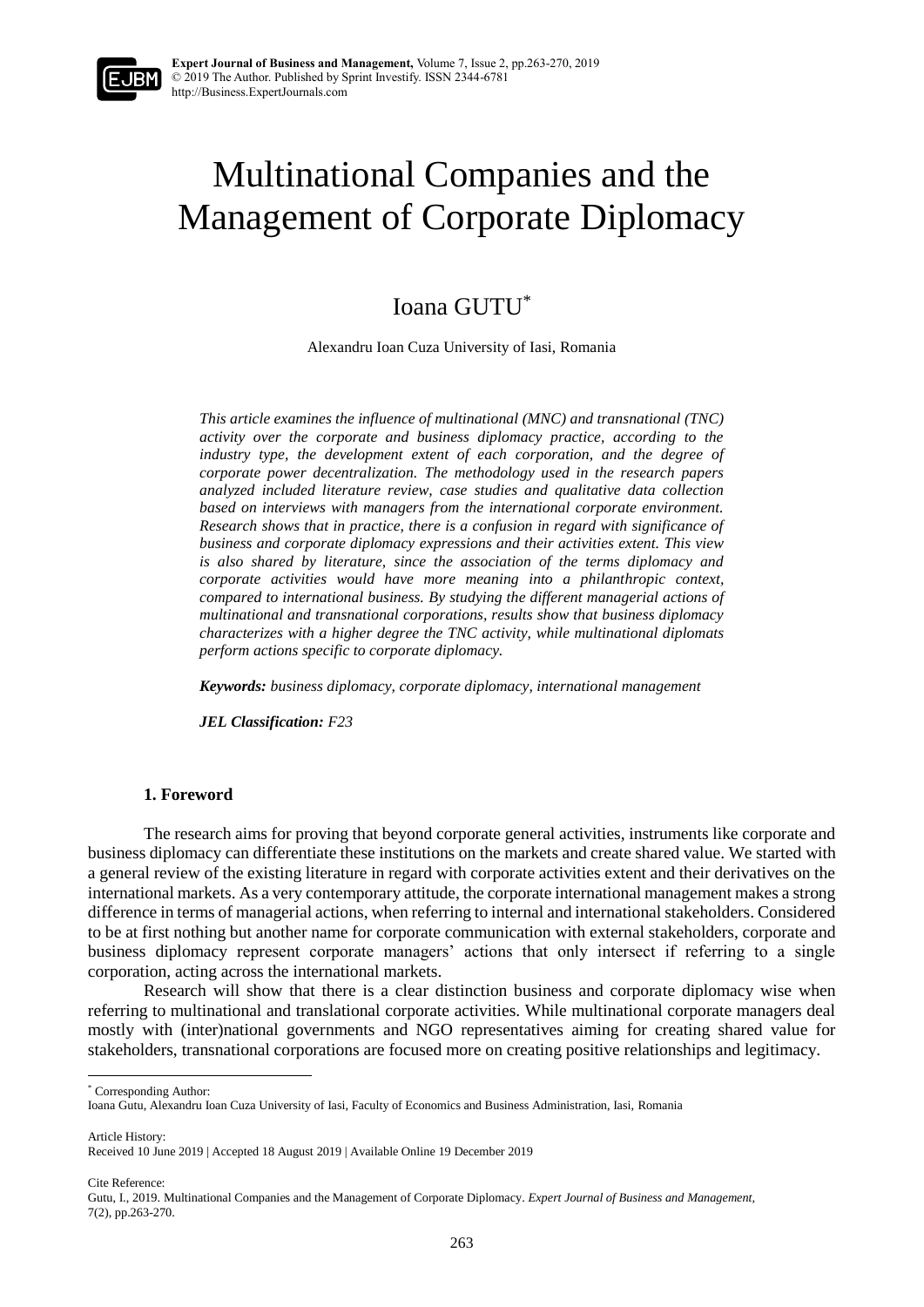# Multinational Companies and the Management of Corporate Diplomacy

## Ioana GUTU[*]

Alexandru Ioan Cuza University of Iasi, Romania

*This article examines the influence of multinational (MNC) and transnational (TNC) activity over the corporate and business diplomacy practice, according to the industry type, the development extent of each corporation, and the degree of corporate power decentralization. The methodology used in the research papers analyzed included literature review, case studies and qualitative data collection based on interviews with managers from the international corporate environment. Research shows that in practice, there is a confusion in regard with significance of business and corporate diplomacy expressions and their activities extent. This view is also shared by literature, since the association of the terms diplomacy and corporate activities would have more meaning into a philanthropic context, compared to international business. By studying the different managerial actions of multinational and transnational corporations, results show that business diplomacy characterizes with a higher degree the TNC activity, while multinational diplomats perform actions specific to corporate diplomacy.*

***Keywords:*** *business diplomacy, corporate diplomacy, international management*

***JEL Classification:*** *F23*

### 1. Foreword

The research aims for proving that beyond corporate general activities, instruments like corporate and business diplomacy can differentiate these institutions on the markets and create shared value. We started with a general review of the existing literature in regard with corporate activities extent and their derivatives on the international markets. As a very contemporary attitude, the corporate international management makes a strong difference in terms of managerial actions, when referring to internal and international stakeholders. Considered to be at first nothing but another name for corporate communication with external stakeholders, corporate and business diplomacy represent corporate managers' actions that only intersect if referring to a single corporation, acting across the international markets.

Research will show that there is a clear distinction business and corporate diplomacy wise when referring to multinational and translational corporate activities. While multinational corporate managers deal mostly with (inter)national governments and NGO representatives aiming for creating shared value for stakeholders, transnational corporations are focused more on creating positive relationships and legitimacy.

---

[*] Corresponding Author:
Ioana Gutu, Alexandru Ioan Cuza University of Iasi, Faculty of Economics and Business Administration, Iasi, Romania

Article History:
Received 10 June 2019 | Accepted 18 August 2019 | Available Online 19 December 2019

Cite Reference:
Gutu, I., 2019. Multinational Companies and the Management of Corporate Diplomacy. *Expert Journal of Business and Management*, 7(2), pp.263-270.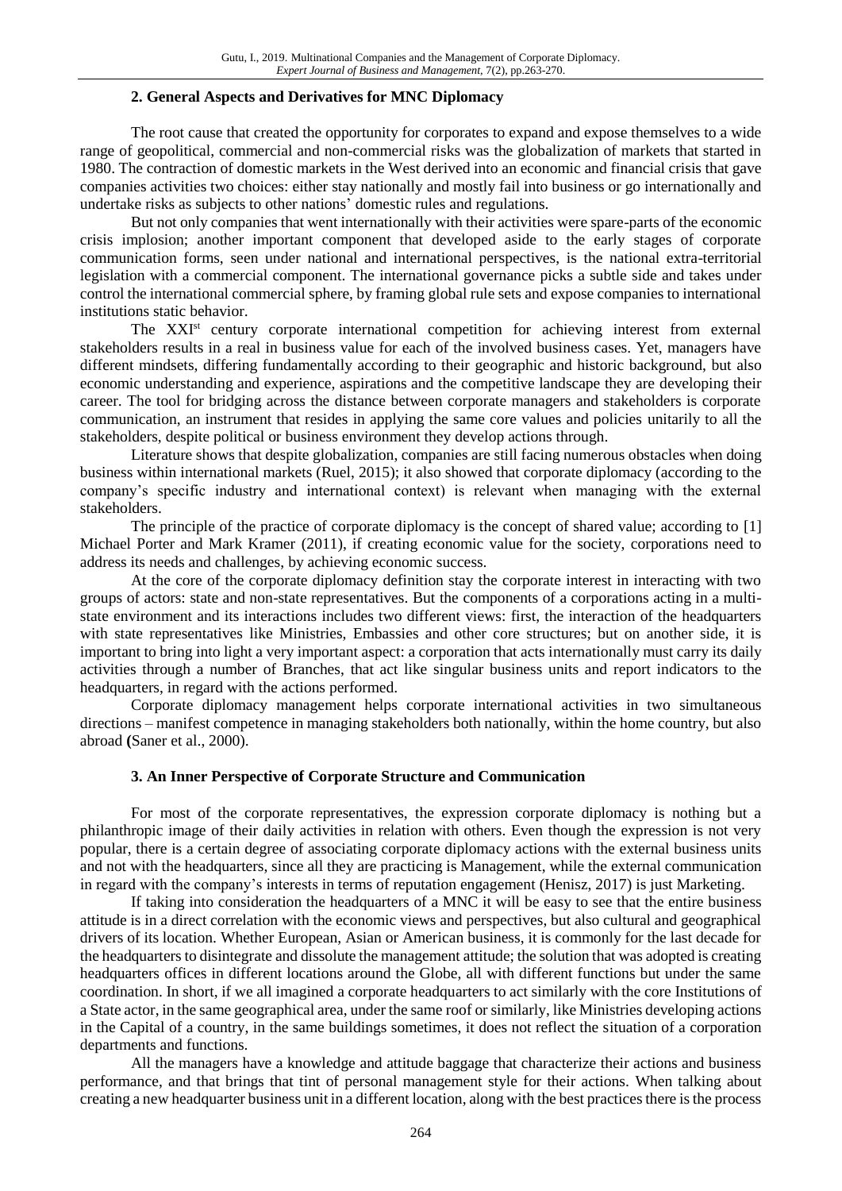## 2. General Aspects and Derivatives for MNC Diplomacy

The root cause that created the opportunity for corporates to expand and expose themselves to a wide range of geopolitical, commercial and non-commercial risks was the globalization of markets that started in 1980. The contraction of domestic markets in the West derived into an economic and financial crisis that gave companies activities two choices: either stay nationally and mostly fail into business or go internationally and undertake risks as subjects to other nations' domestic rules and regulations.

But not only companies that went internationally with their activities were spare-parts of the economic crisis implosion; another important component that developed aside to the early stages of corporate communication forms, seen under national and international perspectives, is the national extra-territorial legislation with a commercial component. The international governance picks a subtle side and takes under control the international commercial sphere, by framing global rule sets and expose companies to international institutions static behavior.

The XXI[st] century corporate international competition for achieving interest from external stakeholders results in a real in business value for each of the involved business cases. Yet, managers have different mindsets, differing fundamentally according to their geographic and historic background, but also economic understanding and experience, aspirations and the competitive landscape they are developing their career. The tool for bridging across the distance between corporate managers and stakeholders is corporate communication, an instrument that resides in applying the same core values and policies unitarily to all the stakeholders, despite political or business environment they develop actions through.

Literature shows that despite globalization, companies are still facing numerous obstacles when doing business within international markets (Ruel, 2015); it also showed that corporate diplomacy (according to the company's specific industry and international context) is relevant when managing with the external stakeholders.

The principle of the practice of corporate diplomacy is the concept of shared value; according to [1] Michael Porter and Mark Kramer (2011), if creating economic value for the society, corporations need to address its needs and challenges, by achieving economic success.

At the core of the corporate diplomacy definition stay the corporate interest in interacting with two groups of actors: state and non-state representatives. But the components of a corporations acting in a multi-state environment and its interactions includes two different views: first, the interaction of the headquarters with state representatives like Ministries, Embassies and other core structures; but on another side, it is important to bring into light a very important aspect: a corporation that acts internationally must carry its daily activities through a number of Branches, that act like singular business units and report indicators to the headquarters, in regard with the actions performed.

Corporate diplomacy management helps corporate international activities in two simultaneous directions – manifest competence in managing stakeholders both nationally, within the home country, but also abroad **(**Saner et al., 2000).

## 3. An Inner Perspective of Corporate Structure and Communication

For most of the corporate representatives, the expression corporate diplomacy is nothing but a philanthropic image of their daily activities in relation with others. Even though the expression is not very popular, there is a certain degree of associating corporate diplomacy actions with the external business units and not with the headquarters, since all they are practicing is Management, while the external communication in regard with the company's interests in terms of reputation engagement (Henisz, 2017) is just Marketing.

If taking into consideration the headquarters of a MNC it will be easy to see that the entire business attitude is in a direct correlation with the economic views and perspectives, but also cultural and geographical drivers of its location. Whether European, Asian or American business, it is commonly for the last decade for the headquarters to disintegrate and dissolute the management attitude; the solution that was adopted is creating headquarters offices in different locations around the Globe, all with different functions but under the same coordination. In short, if we all imagined a corporate headquarters to act similarly with the core Institutions of a State actor, in the same geographical area, under the same roof or similarly, like Ministries developing actions in the Capital of a country, in the same buildings sometimes, it does not reflect the situation of a corporation departments and functions.

All the managers have a knowledge and attitude baggage that characterize their actions and business performance, and that brings that tint of personal management style for their actions. When talking about creating a new headquarter business unit in a different location, along with the best practices there is the process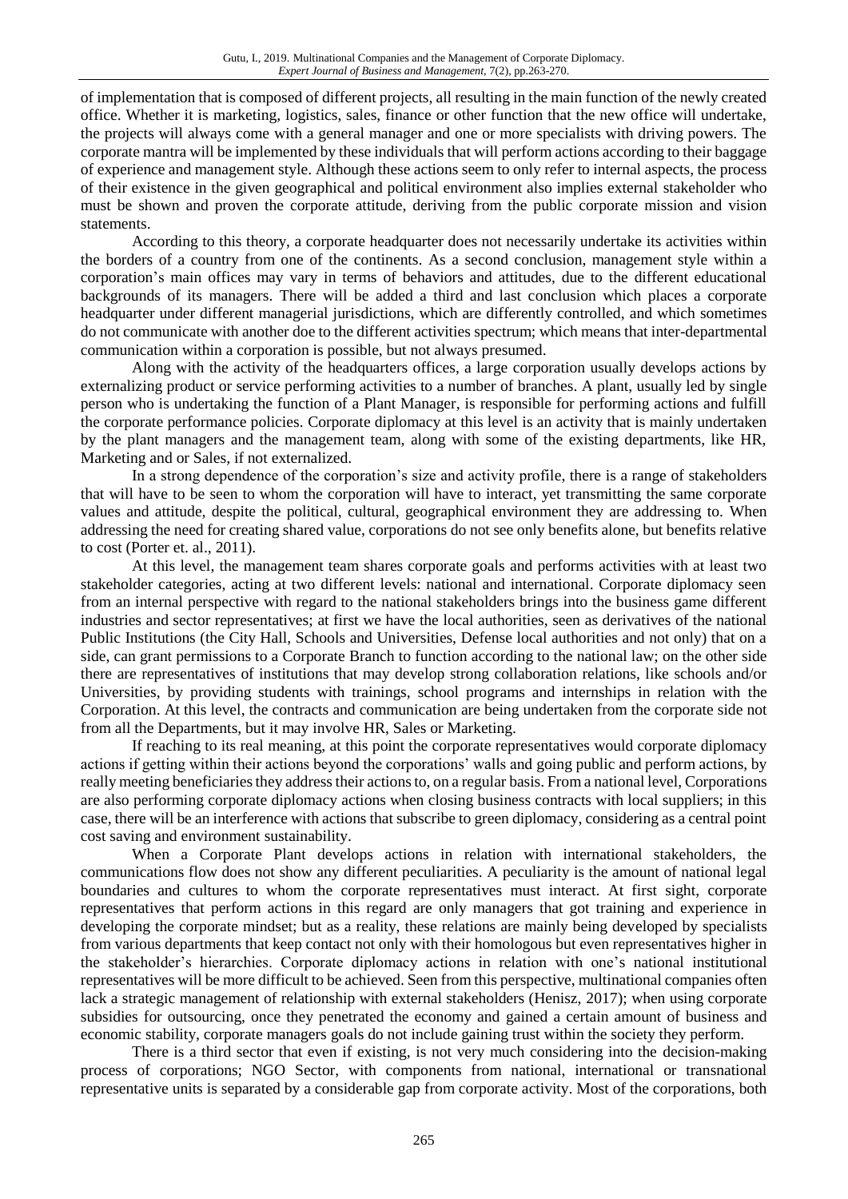of implementation that is composed of different projects, all resulting in the main function of the newly created office. Whether it is marketing, logistics, sales, finance or other function that the new office will undertake, the projects will always come with a general manager and one or more specialists with driving powers. The corporate mantra will be implemented by these individuals that will perform actions according to their baggage of experience and management style. Although these actions seem to only refer to internal aspects, the process of their existence in the given geographical and political environment also implies external stakeholder who must be shown and proven the corporate attitude, deriving from the public corporate mission and vision statements.

According to this theory, a corporate headquarter does not necessarily undertake its activities within the borders of a country from one of the continents. As a second conclusion, management style within a corporation's main offices may vary in terms of behaviors and attitudes, due to the different educational backgrounds of its managers. There will be added a third and last conclusion which places a corporate headquarter under different managerial jurisdictions, which are differently controlled, and which sometimes do not communicate with another doe to the different activities spectrum; which means that inter-departmental communication within a corporation is possible, but not always presumed.

Along with the activity of the headquarters offices, a large corporation usually develops actions by externalizing product or service performing activities to a number of branches. A plant, usually led by single person who is undertaking the function of a Plant Manager, is responsible for performing actions and fulfill the corporate performance policies. Corporate diplomacy at this level is an activity that is mainly undertaken by the plant managers and the management team, along with some of the existing departments, like HR, Marketing and or Sales, if not externalized.

In a strong dependence of the corporation's size and activity profile, there is a range of stakeholders that will have to be seen to whom the corporation will have to interact, yet transmitting the same corporate values and attitude, despite the political, cultural, geographical environment they are addressing to. When addressing the need for creating shared value, corporations do not see only benefits alone, but benefits relative to cost (Porter et. al., 2011).

At this level, the management team shares corporate goals and performs activities with at least two stakeholder categories, acting at two different levels: national and international. Corporate diplomacy seen from an internal perspective with regard to the national stakeholders brings into the business game different industries and sector representatives; at first we have the local authorities, seen as derivatives of the national Public Institutions (the City Hall, Schools and Universities, Defense local authorities and not only) that on a side, can grant permissions to a Corporate Branch to function according to the national law; on the other side there are representatives of institutions that may develop strong collaboration relations, like schools and/or Universities, by providing students with trainings, school programs and internships in relation with the Corporation. At this level, the contracts and communication are being undertaken from the corporate side not from all the Departments, but it may involve HR, Sales or Marketing.

If reaching to its real meaning, at this point the corporate representatives would corporate diplomacy actions if getting within their actions beyond the corporations' walls and going public and perform actions, by really meeting beneficiaries they address their actions to, on a regular basis. From a national level, Corporations are also performing corporate diplomacy actions when closing business contracts with local suppliers; in this case, there will be an interference with actions that subscribe to green diplomacy, considering as a central point cost saving and environment sustainability.

When a Corporate Plant develops actions in relation with international stakeholders, the communications flow does not show any different peculiarities. A peculiarity is the amount of national legal boundaries and cultures to whom the corporate representatives must interact. At first sight, corporate representatives that perform actions in this regard are only managers that got training and experience in developing the corporate mindset; but as a reality, these relations are mainly being developed by specialists from various departments that keep contact not only with their homologous but even representatives higher in the stakeholder's hierarchies. Corporate diplomacy actions in relation with one's national institutional representatives will be more difficult to be achieved. Seen from this perspective, multinational companies often lack a strategic management of relationship with external stakeholders (Henisz, 2017); when using corporate subsidies for outsourcing, once they penetrated the economy and gained a certain amount of business and economic stability, corporate managers goals do not include gaining trust within the society they perform.

There is a third sector that even if existing, is not very much considering into the decision-making process of corporations; NGO Sector, with components from national, international or transnational representative units is separated by a considerable gap from corporate activity. Most of the corporations, both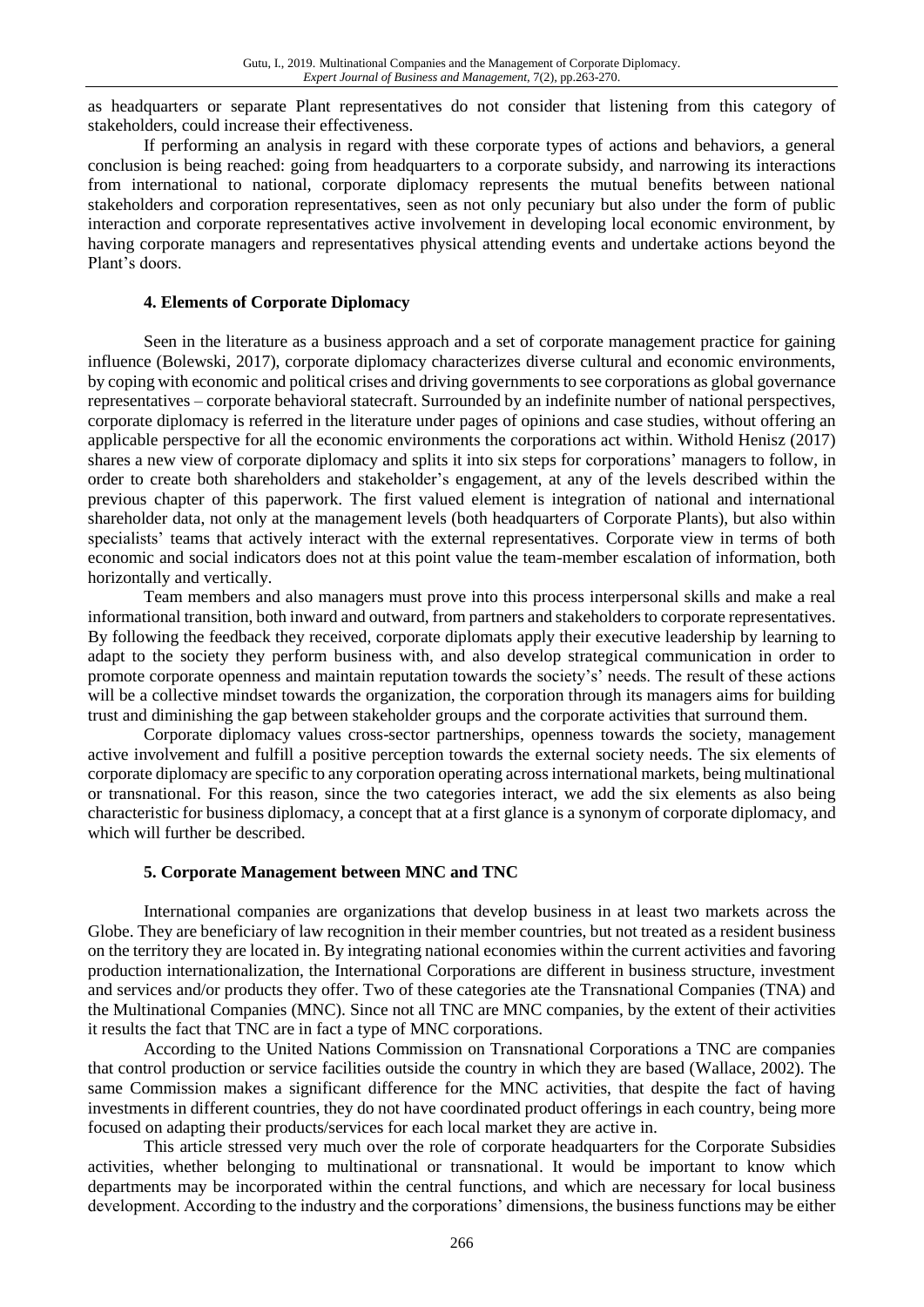as headquarters or separate Plant representatives do not consider that listening from this category of stakeholders, could increase their effectiveness.

If performing an analysis in regard with these corporate types of actions and behaviors, a general conclusion is being reached: going from headquarters to a corporate subsidy, and narrowing its interactions from international to national, corporate diplomacy represents the mutual benefits between national stakeholders and corporation representatives, seen as not only pecuniary but also under the form of public interaction and corporate representatives active involvement in developing local economic environment, by having corporate managers and representatives physical attending events and undertake actions beyond the Plant's doors.

#### 4. Elements of Corporate Diplomacy

Seen in the literature as a business approach and a set of corporate management practice for gaining influence (Bolewski, 2017), corporate diplomacy characterizes diverse cultural and economic environments, by coping with economic and political crises and driving governments to see corporations as global governance representatives – corporate behavioral statecraft. Surrounded by an indefinite number of national perspectives, corporate diplomacy is referred in the literature under pages of opinions and case studies, without offering an applicable perspective for all the economic environments the corporations act within. Withold Henisz (2017) shares a new view of corporate diplomacy and splits it into six steps for corporations' managers to follow, in order to create both shareholders and stakeholder's engagement, at any of the levels described within the previous chapter of this paperwork. The first valued element is integration of national and international shareholder data, not only at the management levels (both headquarters of Corporate Plants), but also within specialists' teams that actively interact with the external representatives. Corporate view in terms of both economic and social indicators does not at this point value the team-member escalation of information, both horizontally and vertically.

Team members and also managers must prove into this process interpersonal skills and make a real informational transition, both inward and outward, from partners and stakeholders to corporate representatives. By following the feedback they received, corporate diplomats apply their executive leadership by learning to adapt to the society they perform business with, and also develop strategical communication in order to promote corporate openness and maintain reputation towards the society's' needs. The result of these actions will be a collective mindset towards the organization, the corporation through its managers aims for building trust and diminishing the gap between stakeholder groups and the corporate activities that surround them.

Corporate diplomacy values cross-sector partnerships, openness towards the society, management active involvement and fulfill a positive perception towards the external society needs. The six elements of corporate diplomacy are specific to any corporation operating across international markets, being multinational or transnational. For this reason, since the two categories interact, we add the six elements as also being characteristic for business diplomacy, a concept that at a first glance is a synonym of corporate diplomacy, and which will further be described.

#### 5. Corporate Management between MNC and TNC

International companies are organizations that develop business in at least two markets across the Globe. They are beneficiary of law recognition in their member countries, but not treated as a resident business on the territory they are located in. By integrating national economies within the current activities and favoring production internationalization, the International Corporations are different in business structure, investment and services and/or products they offer. Two of these categories ate the Transnational Companies (TNA) and the Multinational Companies (MNC). Since not all TNC are MNC companies, by the extent of their activities it results the fact that TNC are in fact a type of MNC corporations.

According to the United Nations Commission on Transnational Corporations a TNC are companies that control production or service facilities outside the country in which they are based (Wallace, 2002). The same Commission makes a significant difference for the MNC activities, that despite the fact of having investments in different countries, they do not have coordinated product offerings in each country, being more focused on adapting their products/services for each local market they are active in.

This article stressed very much over the role of corporate headquarters for the Corporate Subsidies activities, whether belonging to multinational or transnational. It would be important to know which departments may be incorporated within the central functions, and which are necessary for local business development. According to the industry and the corporations' dimensions, the business functions may be either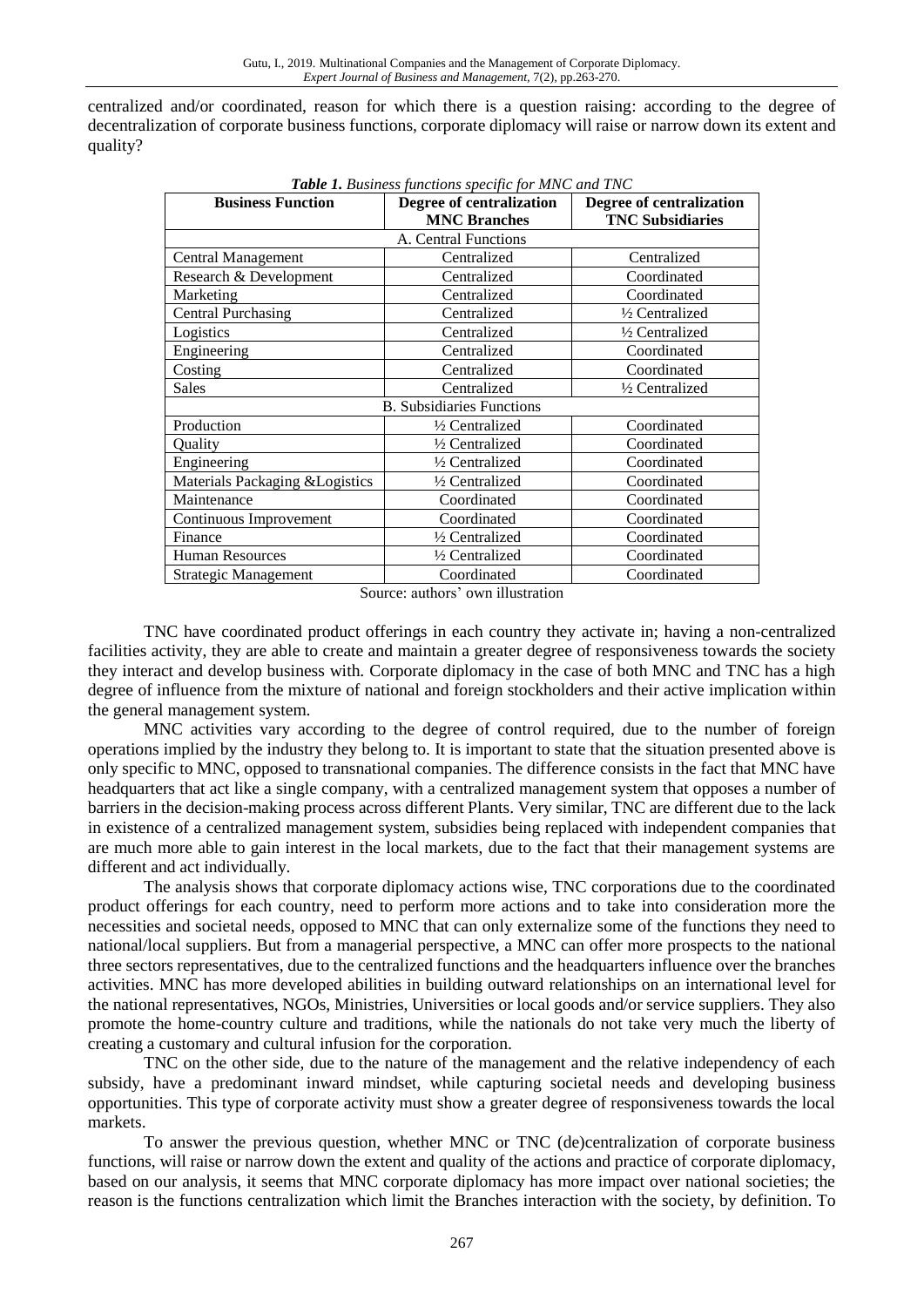centralized and/or coordinated, reason for which there is a question raising: according to the degree of decentralization of corporate business functions, corporate diplomacy will raise or narrow down its extent and quality?

***Table 1.** Business functions specific for MNC and TNC*

| Business Function | Degree of centralization MNC Branches | Degree of centralization TNC Subsidiaries |
|---|---|---|
| A. Central Functions | | |
| Central Management | Centralized | Centralized |
| Research & Development | Centralized | Coordinated |
| Marketing | Centralized | Coordinated |
| Central Purchasing | Centralized | ½ Centralized |
| Logistics | Centralized | ½ Centralized |
| Engineering | Centralized | Coordinated |
| Costing | Centralized | Coordinated |
| Sales | Centralized | ½ Centralized |
| B. Subsidiaries Functions | | |
| Production | ½ Centralized | Coordinated |
| Quality | ½ Centralized | Coordinated |
| Engineering | ½ Centralized | Coordinated |
| Materials Packaging &Logistics | ½ Centralized | Coordinated |
| Maintenance | Coordinated | Coordinated |
| Continuous Improvement | Coordinated | Coordinated |
| Finance | ½ Centralized | Coordinated |
| Human Resources | ½ Centralized | Coordinated |
| Strategic Management | Coordinated | Coordinated |

Source: authors' own illustration

TNC have coordinated product offerings in each country they activate in; having a non-centralized facilities activity, they are able to create and maintain a greater degree of responsiveness towards the society they interact and develop business with. Corporate diplomacy in the case of both MNC and TNC has a high degree of influence from the mixture of national and foreign stockholders and their active implication within the general management system.

MNC activities vary according to the degree of control required, due to the number of foreign operations implied by the industry they belong to. It is important to state that the situation presented above is only specific to MNC, opposed to transnational companies. The difference consists in the fact that MNC have headquarters that act like a single company, with a centralized management system that opposes a number of barriers in the decision-making process across different Plants. Very similar, TNC are different due to the lack in existence of a centralized management system, subsidies being replaced with independent companies that are much more able to gain interest in the local markets, due to the fact that their management systems are different and act individually.

The analysis shows that corporate diplomacy actions wise, TNC corporations due to the coordinated product offerings for each country, need to perform more actions and to take into consideration more the necessities and societal needs, opposed to MNC that can only externalize some of the functions they need to national/local suppliers. But from a managerial perspective, a MNC can offer more prospects to the national three sectors representatives, due to the centralized functions and the headquarters influence over the branches activities. MNC has more developed abilities in building outward relationships on an international level for the national representatives, NGOs, Ministries, Universities or local goods and/or service suppliers. They also promote the home-country culture and traditions, while the nationals do not take very much the liberty of creating a customary and cultural infusion for the corporation.

TNC on the other side, due to the nature of the management and the relative independency of each subsidy, have a predominant inward mindset, while capturing societal needs and developing business opportunities. This type of corporate activity must show a greater degree of responsiveness towards the local markets.

To answer the previous question, whether MNC or TNC (de)centralization of corporate business functions, will raise or narrow down the extent and quality of the actions and practice of corporate diplomacy, based on our analysis, it seems that MNC corporate diplomacy has more impact over national societies; the reason is the functions centralization which limit the Branches interaction with the society, by definition. To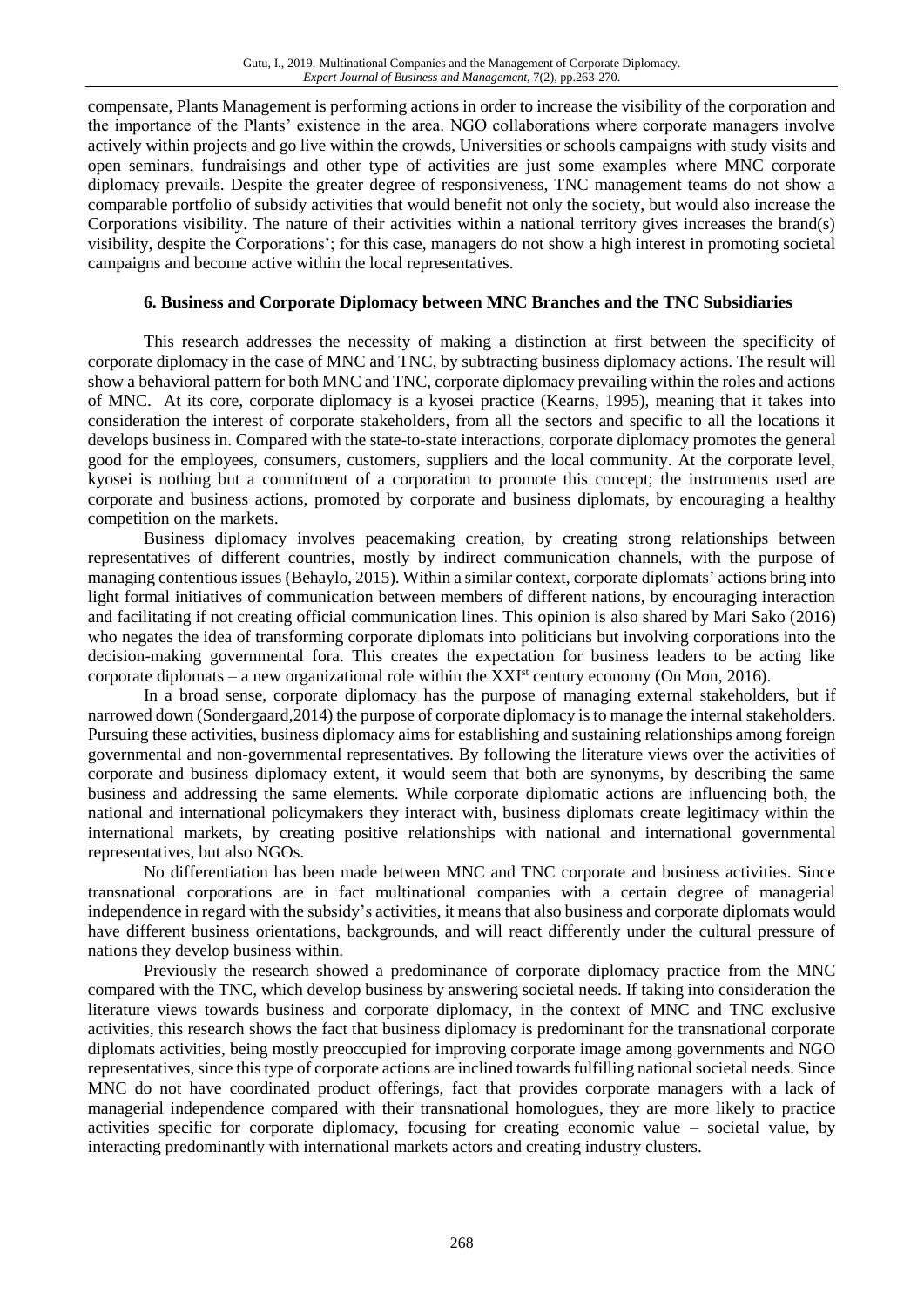compensate, Plants Management is performing actions in order to increase the visibility of the corporation and the importance of the Plants' existence in the area. NGO collaborations where corporate managers involve actively within projects and go live within the crowds, Universities or schools campaigns with study visits and open seminars, fundraisings and other type of activities are just some examples where MNC corporate diplomacy prevails. Despite the greater degree of responsiveness, TNC management teams do not show a comparable portfolio of subsidy activities that would benefit not only the society, but would also increase the Corporations visibility. The nature of their activities within a national territory gives increases the brand(s) visibility, despite the Corporations'; for this case, managers do not show a high interest in promoting societal campaigns and become active within the local representatives.

### 6. Business and Corporate Diplomacy between MNC Branches and the TNC Subsidiaries

This research addresses the necessity of making a distinction at first between the specificity of corporate diplomacy in the case of MNC and TNC, by subtracting business diplomacy actions. The result will show a behavioral pattern for both MNC and TNC, corporate diplomacy prevailing within the roles and actions of MNC. At its core, corporate diplomacy is a kyosei practice (Kearns, 1995), meaning that it takes into consideration the interest of corporate stakeholders, from all the sectors and specific to all the locations it develops business in. Compared with the state-to-state interactions, corporate diplomacy promotes the general good for the employees, consumers, customers, suppliers and the local community. At the corporate level, kyosei is nothing but a commitment of a corporation to promote this concept; the instruments used are corporate and business actions, promoted by corporate and business diplomats, by encouraging a healthy competition on the markets.

Business diplomacy involves peacemaking creation, by creating strong relationships between representatives of different countries, mostly by indirect communication channels, with the purpose of managing contentious issues (Behaylo, 2015). Within a similar context, corporate diplomats' actions bring into light formal initiatives of communication between members of different nations, by encouraging interaction and facilitating if not creating official communication lines. This opinion is also shared by Mari Sako (2016) who negates the idea of transforming corporate diplomats into politicians but involving corporations into the decision-making governmental fora. This creates the expectation for business leaders to be acting like corporate diplomats – a new organizational role within the XXI[st] century economy (On Mon, 2016).

In a broad sense, corporate diplomacy has the purpose of managing external stakeholders, but if narrowed down (Sondergaard,2014) the purpose of corporate diplomacy is to manage the internal stakeholders. Pursuing these activities, business diplomacy aims for establishing and sustaining relationships among foreign governmental and non-governmental representatives. By following the literature views over the activities of corporate and business diplomacy extent, it would seem that both are synonyms, by describing the same business and addressing the same elements. While corporate diplomatic actions are influencing both, the national and international policymakers they interact with, business diplomats create legitimacy within the international markets, by creating positive relationships with national and international governmental representatives, but also NGOs.

No differentiation has been made between MNC and TNC corporate and business activities. Since transnational corporations are in fact multinational companies with a certain degree of managerial independence in regard with the subsidy's activities, it means that also business and corporate diplomats would have different business orientations, backgrounds, and will react differently under the cultural pressure of nations they develop business within.

Previously the research showed a predominance of corporate diplomacy practice from the MNC compared with the TNC, which develop business by answering societal needs. If taking into consideration the literature views towards business and corporate diplomacy, in the context of MNC and TNC exclusive activities, this research shows the fact that business diplomacy is predominant for the transnational corporate diplomats activities, being mostly preoccupied for improving corporate image among governments and NGO representatives, since this type of corporate actions are inclined towards fulfilling national societal needs. Since MNC do not have coordinated product offerings, fact that provides corporate managers with a lack of managerial independence compared with their transnational homologues, they are more likely to practice activities specific for corporate diplomacy, focusing for creating economic value – societal value, by interacting predominantly with international markets actors and creating industry clusters.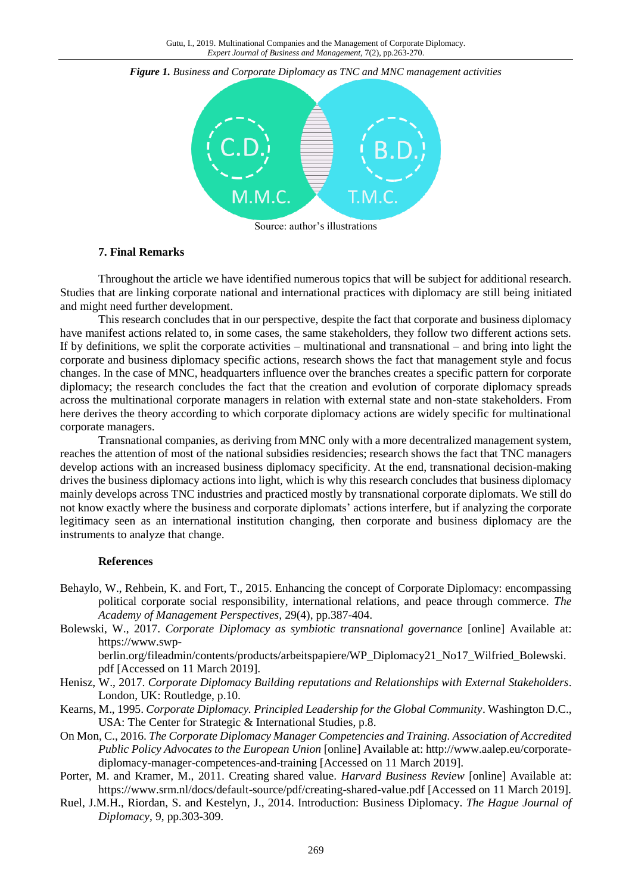*Figure 1. Business and Corporate Diplomacy as TNC and MNC management activities*

Source: author's illustrations

### 7. Final Remarks

Throughout the article we have identified numerous topics that will be subject for additional research. Studies that are linking corporate national and international practices with diplomacy are still being initiated and might need further development.

This research concludes that in our perspective, despite the fact that corporate and business diplomacy have manifest actions related to, in some cases, the same stakeholders, they follow two different actions sets. If by definitions, we split the corporate activities – multinational and transnational – and bring into light the corporate and business diplomacy specific actions, research shows the fact that management style and focus changes. In the case of MNC, headquarters influence over the branches creates a specific pattern for corporate diplomacy; the research concludes the fact that the creation and evolution of corporate diplomacy spreads across the multinational corporate managers in relation with external state and non-state stakeholders. From here derives the theory according to which corporate diplomacy actions are widely specific for multinational corporate managers.

Transnational companies, as deriving from MNC only with a more decentralized management system, reaches the attention of most of the national subsidies residencies; research shows the fact that TNC managers develop actions with an increased business diplomacy specificity. At the end, transnational decision-making drives the business diplomacy actions into light, which is why this research concludes that business diplomacy mainly develops across TNC industries and practiced mostly by transnational corporate diplomats. We still do not know exactly where the business and corporate diplomats' actions interfere, but if analyzing the corporate legitimacy seen as an international institution changing, then corporate and business diplomacy are the instruments to analyze that change.

### References

Behaylo, W., Rehbein, K. and Fort, T., 2015. Enhancing the concept of Corporate Diplomacy: encompassing political corporate social responsibility, international relations, and peace through commerce. *The Academy of Management Perspectives*, 29(4), pp.387-404.

Bolewski, W., 2017. *Corporate Diplomacy as symbiotic transnational governance* [online] Available at: https://www.swp-berlin.org/fileadmin/contents/products/arbeitspapiere/WP_Diplomacy21_No17_Wilfried_Bolewski.pdf [Accessed on 11 March 2019].

Henisz, W., 2017. *Corporate Diplomacy Building reputations and Relationships with External Stakeholders*. London, UK: Routledge, p.10.

Kearns, M., 1995. *Corporate Diplomacy. Principled Leadership for the Global Community*. Washington D.C., USA: The Center for Strategic & International Studies, p.8.

On Mon, C., 2016. *The Corporate Diplomacy Manager Competencies and Training. Association of Accredited Public Policy Advocates to the European Union* [online] Available at: http://www.aalep.eu/corporate-diplomacy-manager-competences-and-training [Accessed on 11 March 2019].

Porter, M. and Kramer, M., 2011. Creating shared value. *Harvard Business Review* [online] Available at: https://www.srm.nl/docs/default-source/pdf/creating-shared-value.pdf [Accessed on 11 March 2019].

Ruel, J.M.H., Riordan, S. and Kestelyn, J., 2014. Introduction: Business Diplomacy. *The Hague Journal of Diplomacy*, 9, pp.303-309.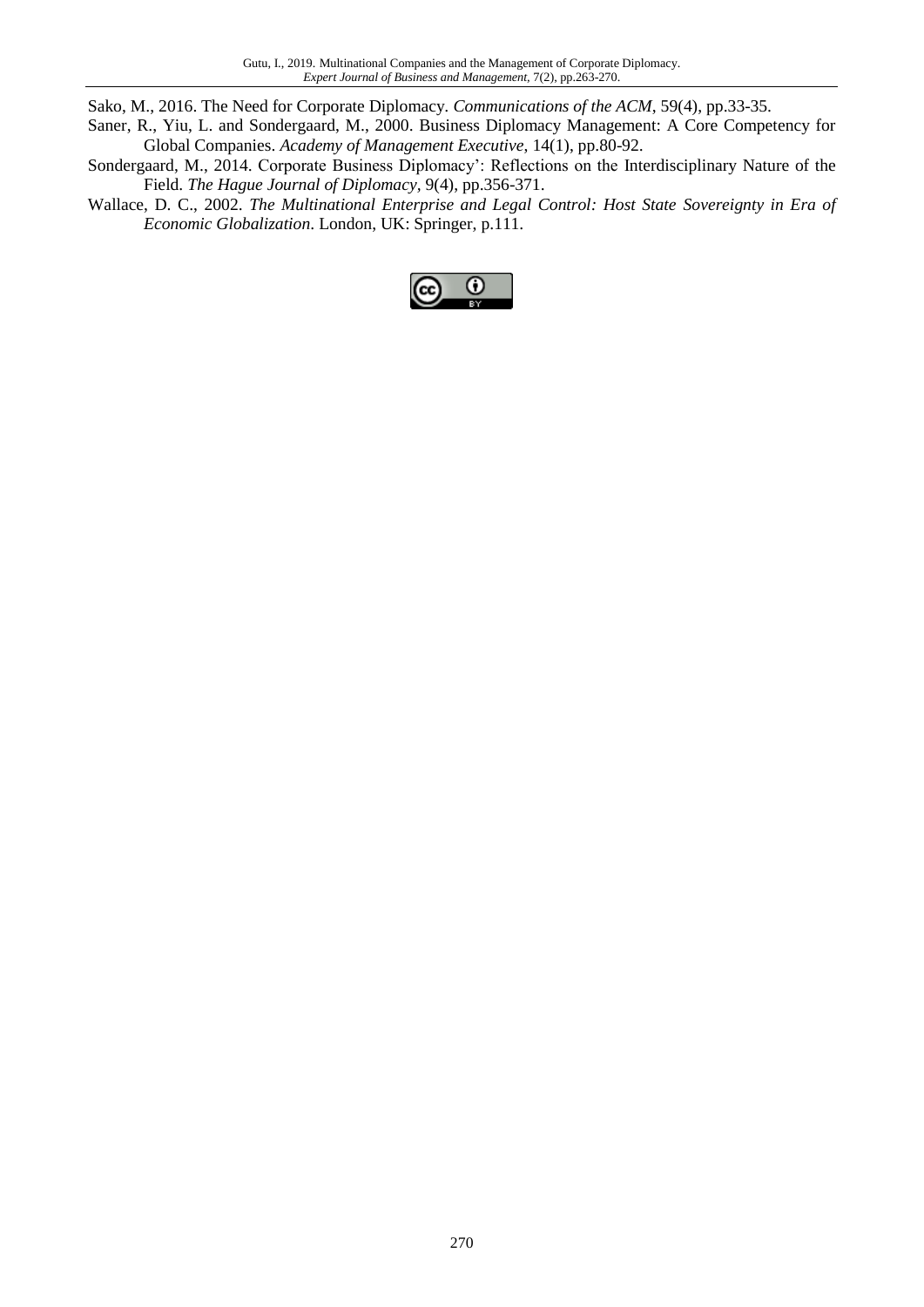Sako, M., 2016. The Need for Corporate Diplomacy. *Communications of the ACM*, 59(4), pp.33-35.

Saner, R., Yiu, L. and Sondergaard, M., 2000. Business Diplomacy Management: A Core Competency for Global Companies. *Academy of Management Executive*, 14(1), pp.80-92.

Sondergaard, M., 2014. Corporate Business Diplomacy': Reflections on the Interdisciplinary Nature of the Field. *The Hague Journal of Diplomacy*, 9(4), pp.356-371.

Wallace, D. C., 2002. *The Multinational Enterprise and Legal Control: Host State Sovereignty in Era of Economic Globalization*. London, UK: Springer, p.111.